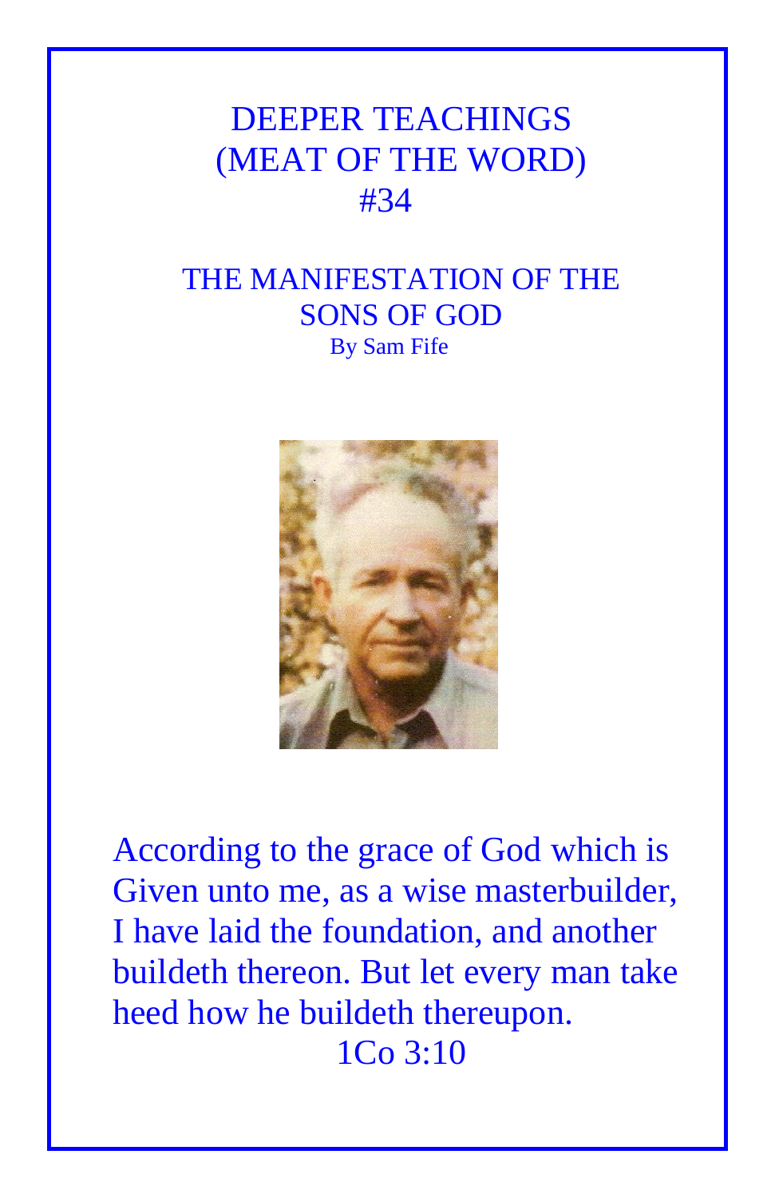# DEEPER TEACHINGS
# (MEAT OF THE WORD)
# #34

## THE MANIFESTATION OF THE SONS OF GOD

By Sam Fife

According to the grace of God which is Given unto me, as a wise masterbuilder, I have laid the foundation, and another buildeth thereon. But let every man take heed how he buildeth thereupon.

1Co 3:10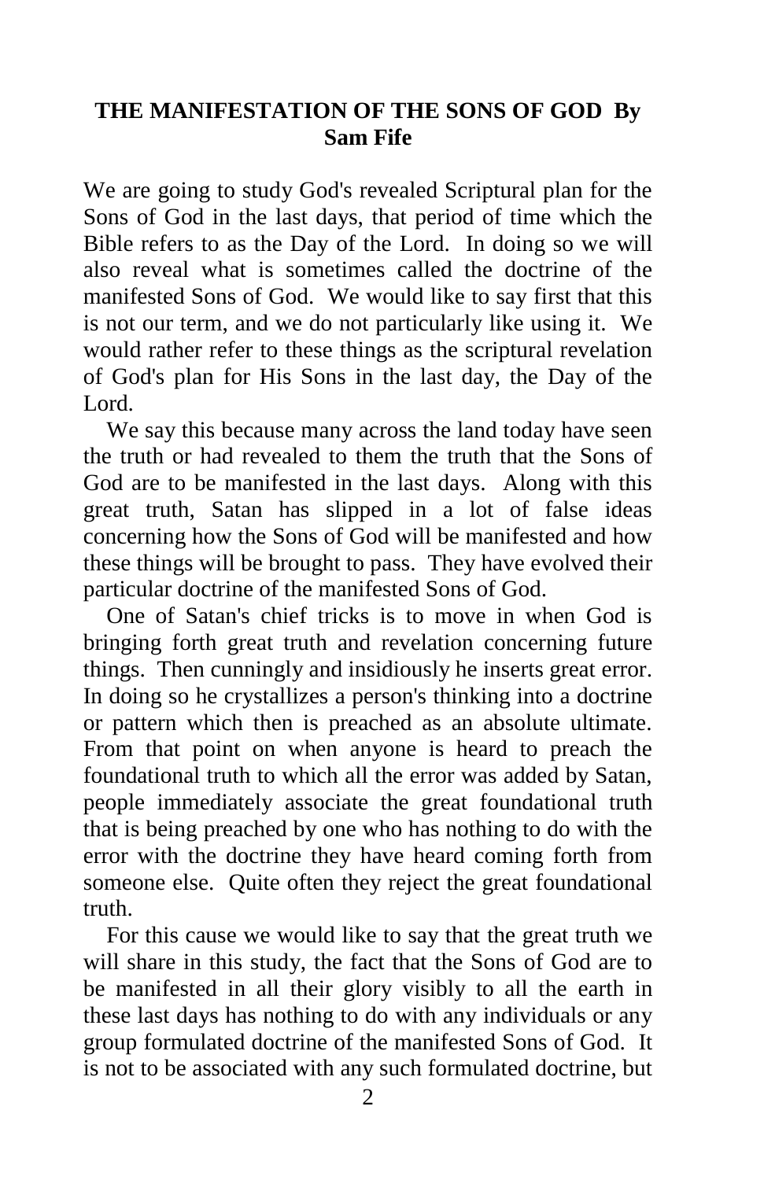## THE MANIFESTATION OF THE SONS OF GOD By Sam Fife

We are going to study God's revealed Scriptural plan for the Sons of God in the last days, that period of time which the Bible refers to as the Day of the Lord. In doing so we will also reveal what is sometimes called the doctrine of the manifested Sons of God. We would like to say first that this is not our term, and we do not particularly like using it. We would rather refer to these things as the scriptural revelation of God's plan for His Sons in the last day, the Day of the Lord.

We say this because many across the land today have seen the truth or had revealed to them the truth that the Sons of God are to be manifested in the last days. Along with this great truth, Satan has slipped in a lot of false ideas concerning how the Sons of God will be manifested and how these things will be brought to pass. They have evolved their particular doctrine of the manifested Sons of God.

One of Satan's chief tricks is to move in when God is bringing forth great truth and revelation concerning future things. Then cunningly and insidiously he inserts great error. In doing so he crystallizes a person's thinking into a doctrine or pattern which then is preached as an absolute ultimate. From that point on when anyone is heard to preach the foundational truth to which all the error was added by Satan, people immediately associate the great foundational truth that is being preached by one who has nothing to do with the error with the doctrine they have heard coming forth from someone else. Quite often they reject the great foundational truth.

For this cause we would like to say that the great truth we will share in this study, the fact that the Sons of God are to be manifested in all their glory visibly to all the earth in these last days has nothing to do with any individuals or any group formulated doctrine of the manifested Sons of God. It is not to be associated with any such formulated doctrine, but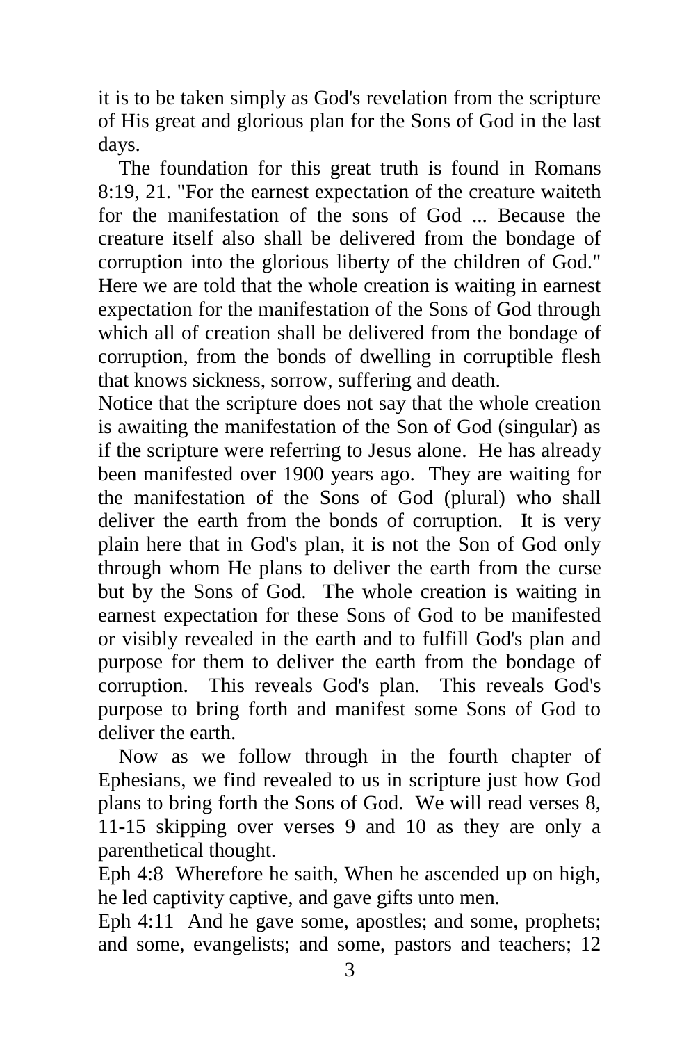it is to be taken simply as God's revelation from the scripture of His great and glorious plan for the Sons of God in the last days.

The foundation for this great truth is found in Romans 8:19, 21. "For the earnest expectation of the creature waiteth for the manifestation of the sons of God ... Because the creature itself also shall be delivered from the bondage of corruption into the glorious liberty of the children of God." Here we are told that the whole creation is waiting in earnest expectation for the manifestation of the Sons of God through which all of creation shall be delivered from the bondage of corruption, from the bonds of dwelling in corruptible flesh that knows sickness, sorrow, suffering and death.

Notice that the scripture does not say that the whole creation is awaiting the manifestation of the Son of God (singular) as if the scripture were referring to Jesus alone. He has already been manifested over 1900 years ago. They are waiting for the manifestation of the Sons of God (plural) who shall deliver the earth from the bonds of corruption. It is very plain here that in God's plan, it is not the Son of God only through whom He plans to deliver the earth from the curse but by the Sons of God. The whole creation is waiting in earnest expectation for these Sons of God to be manifested or visibly revealed in the earth and to fulfill God's plan and purpose for them to deliver the earth from the bondage of corruption. This reveals God's plan. This reveals God's purpose to bring forth and manifest some Sons of God to deliver the earth.

Now as we follow through in the fourth chapter of Ephesians, we find revealed to us in scripture just how God plans to bring forth the Sons of God. We will read verses 8, 11-15 skipping over verses 9 and 10 as they are only a parenthetical thought.

Eph 4:8 Wherefore he saith, When he ascended up on high, he led captivity captive, and gave gifts unto men.

Eph 4:11 And he gave some, apostles; and some, prophets; and some, evangelists; and some, pastors and teachers; 12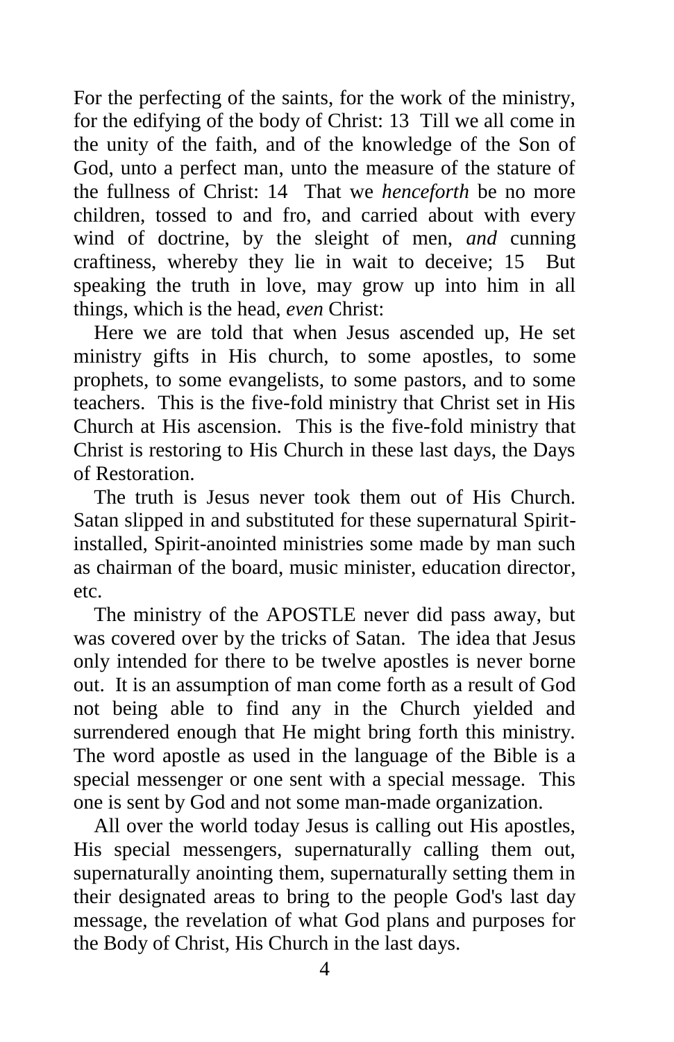For the perfecting of the saints, for the work of the ministry, for the edifying of the body of Christ: 13 Till we all come in the unity of the faith, and of the knowledge of the Son of God, unto a perfect man, unto the measure of the stature of the fullness of Christ: 14 That we *henceforth* be no more children, tossed to and fro, and carried about with every wind of doctrine, by the sleight of men, *and* cunning craftiness, whereby they lie in wait to deceive; 15 But speaking the truth in love, may grow up into him in all things, which is the head, *even* Christ:

Here we are told that when Jesus ascended up, He set ministry gifts in His church, to some apostles, to some prophets, to some evangelists, to some pastors, and to some teachers. This is the five-fold ministry that Christ set in His Church at His ascension. This is the five-fold ministry that Christ is restoring to His Church in these last days, the Days of Restoration.

The truth is Jesus never took them out of His Church. Satan slipped in and substituted for these supernatural Spirit-installed, Spirit-anointed ministries some made by man such as chairman of the board, music minister, education director, etc.

The ministry of the APOSTLE never did pass away, but was covered over by the tricks of Satan. The idea that Jesus only intended for there to be twelve apostles is never borne out. It is an assumption of man come forth as a result of God not being able to find any in the Church yielded and surrendered enough that He might bring forth this ministry. The word apostle as used in the language of the Bible is a special messenger or one sent with a special message. This one is sent by God and not some man-made organization.

All over the world today Jesus is calling out His apostles, His special messengers, supernaturally calling them out, supernaturally anointing them, supernaturally setting them in their designated areas to bring to the people God's last day message, the revelation of what God plans and purposes for the Body of Christ, His Church in the last days.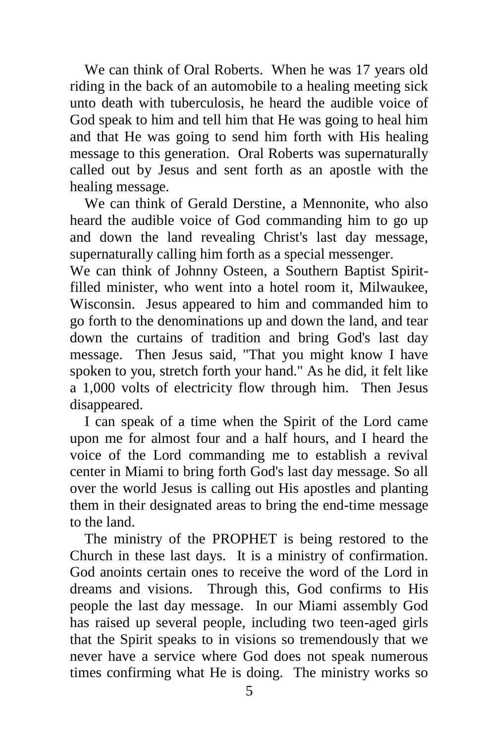We can think of Oral Roberts. When he was 17 years old riding in the back of an automobile to a healing meeting sick unto death with tuberculosis, he heard the audible voice of God speak to him and tell him that He was going to heal him and that He was going to send him forth with His healing message to this generation. Oral Roberts was supernaturally called out by Jesus and sent forth as an apostle with the healing message.

We can think of Gerald Derstine, a Mennonite, who also heard the audible voice of God commanding him to go up and down the land revealing Christ's last day message, supernaturally calling him forth as a special messenger.

We can think of Johnny Osteen, a Southern Baptist Spirit-filled minister, who went into a hotel room it, Milwaukee, Wisconsin. Jesus appeared to him and commanded him to go forth to the denominations up and down the land, and tear down the curtains of tradition and bring God's last day message. Then Jesus said, "That you might know I have spoken to you, stretch forth your hand." As he did, it felt like a 1,000 volts of electricity flow through him. Then Jesus disappeared.

I can speak of a time when the Spirit of the Lord came upon me for almost four and a half hours, and I heard the voice of the Lord commanding me to establish a revival center in Miami to bring forth God's last day message. So all over the world Jesus is calling out His apostles and planting them in their designated areas to bring the end-time message to the land.

The ministry of the PROPHET is being restored to the Church in these last days. It is a ministry of confirmation. God anoints certain ones to receive the word of the Lord in dreams and visions. Through this, God confirms to His people the last day message. In our Miami assembly God has raised up several people, including two teen-aged girls that the Spirit speaks to in visions so tremendously that we never have a service where God does not speak numerous times confirming what He is doing. The ministry works so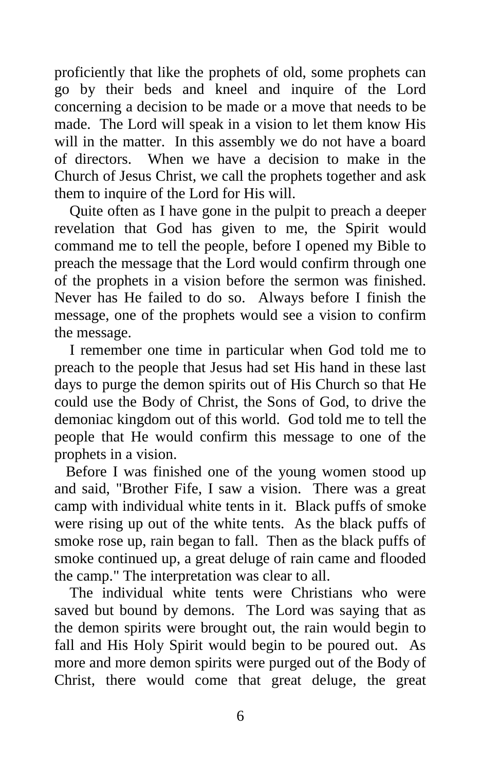proficiently that like the prophets of old, some prophets can go by their beds and kneel and inquire of the Lord concerning a decision to be made or a move that needs to be made. The Lord will speak in a vision to let them know His will in the matter. In this assembly we do not have a board of directors. When we have a decision to make in the Church of Jesus Christ, we call the prophets together and ask them to inquire of the Lord for His will.

Quite often as I have gone in the pulpit to preach a deeper revelation that God has given to me, the Spirit would command me to tell the people, before I opened my Bible to preach the message that the Lord would confirm through one of the prophets in a vision before the sermon was finished. Never has He failed to do so. Always before I finish the message, one of the prophets would see a vision to confirm the message.

I remember one time in particular when God told me to preach to the people that Jesus had set His hand in these last days to purge the demon spirits out of His Church so that He could use the Body of Christ, the Sons of God, to drive the demoniac kingdom out of this world. God told me to tell the people that He would confirm this message to one of the prophets in a vision.

Before I was finished one of the young women stood up and said, "Brother Fife, I saw a vision. There was a great camp with individual white tents in it. Black puffs of smoke were rising up out of the white tents. As the black puffs of smoke rose up, rain began to fall. Then as the black puffs of smoke continued up, a great deluge of rain came and flooded the camp." The interpretation was clear to all.

The individual white tents were Christians who were saved but bound by demons. The Lord was saying that as the demon spirits were brought out, the rain would begin to fall and His Holy Spirit would begin to be poured out. As more and more demon spirits were purged out of the Body of Christ, there would come that great deluge, the great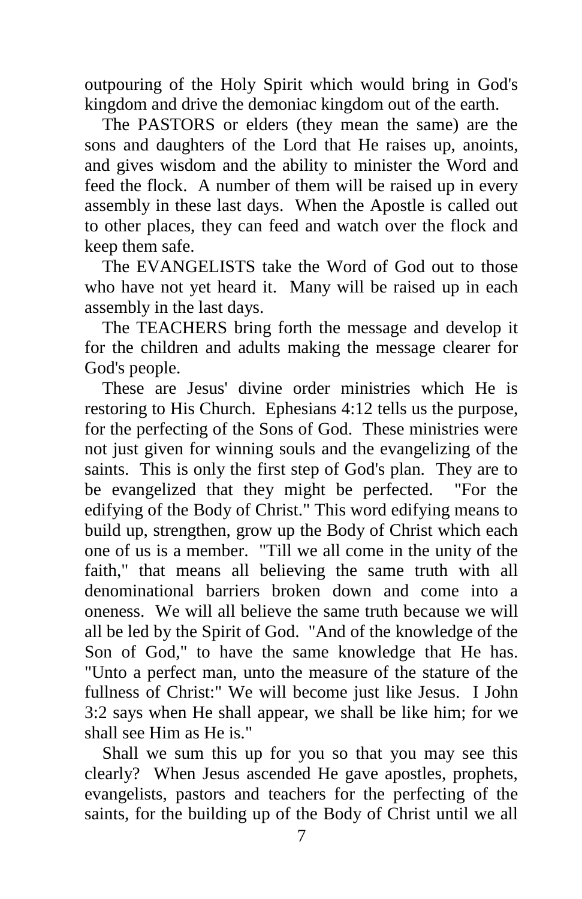outpouring of the Holy Spirit which would bring in God's kingdom and drive the demoniac kingdom out of the earth.

The PASTORS or elders (they mean the same) are the sons and daughters of the Lord that He raises up, anoints, and gives wisdom and the ability to minister the Word and feed the flock. A number of them will be raised up in every assembly in these last days. When the Apostle is called out to other places, they can feed and watch over the flock and keep them safe.

The EVANGELISTS take the Word of God out to those who have not yet heard it. Many will be raised up in each assembly in the last days.

The TEACHERS bring forth the message and develop it for the children and adults making the message clearer for God's people.

These are Jesus' divine order ministries which He is restoring to His Church. Ephesians 4:12 tells us the purpose, for the perfecting of the Sons of God. These ministries were not just given for winning souls and the evangelizing of the saints. This is only the first step of God's plan. They are to be evangelized that they might be perfected. "For the edifying of the Body of Christ." This word edifying means to build up, strengthen, grow up the Body of Christ which each one of us is a member. "Till we all come in the unity of the faith," that means all believing the same truth with all denominational barriers broken down and come into a oneness. We will all believe the same truth because we will all be led by the Spirit of God. "And of the knowledge of the Son of God," to have the same knowledge that He has. "Unto a perfect man, unto the measure of the stature of the fullness of Christ:" We will become just like Jesus. I John 3:2 says when He shall appear, we shall be like him; for we shall see Him as He is."

Shall we sum this up for you so that you may see this clearly? When Jesus ascended He gave apostles, prophets, evangelists, pastors and teachers for the perfecting of the saints, for the building up of the Body of Christ until we all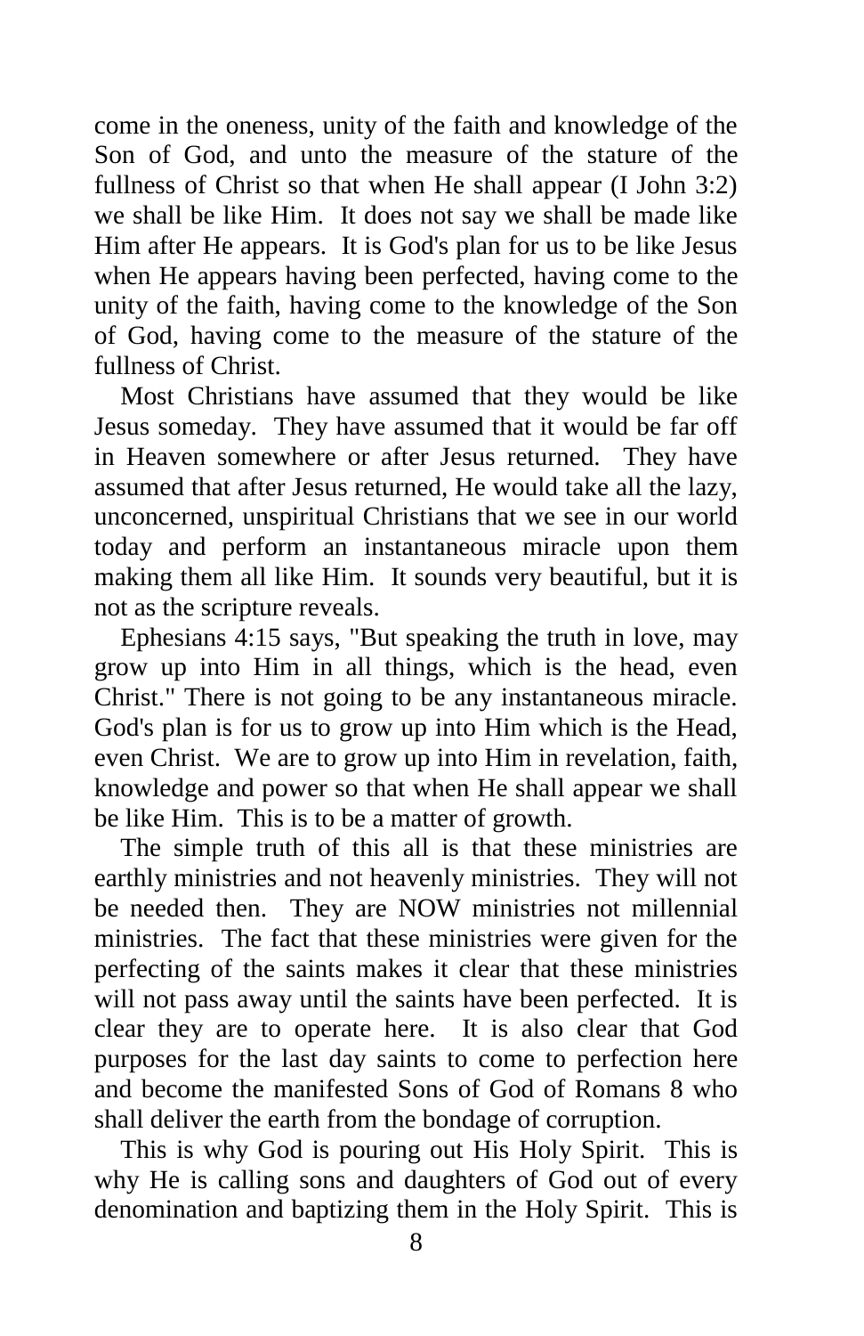come in the oneness, unity of the faith and knowledge of the Son of God, and unto the measure of the stature of the fullness of Christ so that when He shall appear (I John 3:2) we shall be like Him. It does not say we shall be made like Him after He appears. It is God's plan for us to be like Jesus when He appears having been perfected, having come to the unity of the faith, having come to the knowledge of the Son of God, having come to the measure of the stature of the fullness of Christ.

Most Christians have assumed that they would be like Jesus someday. They have assumed that it would be far off in Heaven somewhere or after Jesus returned. They have assumed that after Jesus returned, He would take all the lazy, unconcerned, unspiritual Christians that we see in our world today and perform an instantaneous miracle upon them making them all like Him. It sounds very beautiful, but it is not as the scripture reveals.

Ephesians 4:15 says, "But speaking the truth in love, may grow up into Him in all things, which is the head, even Christ." There is not going to be any instantaneous miracle. God's plan is for us to grow up into Him which is the Head, even Christ. We are to grow up into Him in revelation, faith, knowledge and power so that when He shall appear we shall be like Him. This is to be a matter of growth.

The simple truth of this all is that these ministries are earthly ministries and not heavenly ministries. They will not be needed then. They are NOW ministries not millennial ministries. The fact that these ministries were given for the perfecting of the saints makes it clear that these ministries will not pass away until the saints have been perfected. It is clear they are to operate here. It is also clear that God purposes for the last day saints to come to perfection here and become the manifested Sons of God of Romans 8 who shall deliver the earth from the bondage of corruption.

This is why God is pouring out His Holy Spirit. This is why He is calling sons and daughters of God out of every denomination and baptizing them in the Holy Spirit. This is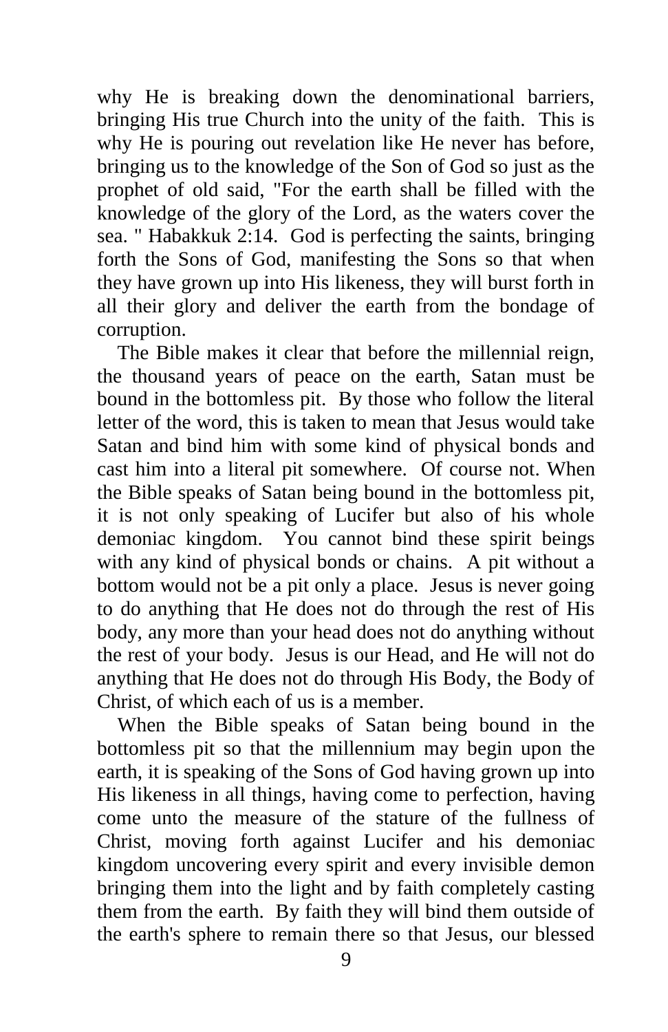why He is breaking down the denominational barriers, bringing His true Church into the unity of the faith. This is why He is pouring out revelation like He never has before, bringing us to the knowledge of the Son of God so just as the prophet of old said, "For the earth shall be filled with the knowledge of the glory of the Lord, as the waters cover the sea. " Habakkuk 2:14. God is perfecting the saints, bringing forth the Sons of God, manifesting the Sons so that when they have grown up into His likeness, they will burst forth in all their glory and deliver the earth from the bondage of corruption.

The Bible makes it clear that before the millennial reign, the thousand years of peace on the earth, Satan must be bound in the bottomless pit. By those who follow the literal letter of the word, this is taken to mean that Jesus would take Satan and bind him with some kind of physical bonds and cast him into a literal pit somewhere. Of course not. When the Bible speaks of Satan being bound in the bottomless pit, it is not only speaking of Lucifer but also of his whole demoniac kingdom. You cannot bind these spirit beings with any kind of physical bonds or chains. A pit without a bottom would not be a pit only a place. Jesus is never going to do anything that He does not do through the rest of His body, any more than your head does not do anything without the rest of your body. Jesus is our Head, and He will not do anything that He does not do through His Body, the Body of Christ, of which each of us is a member.

When the Bible speaks of Satan being bound in the bottomless pit so that the millennium may begin upon the earth, it is speaking of the Sons of God having grown up into His likeness in all things, having come to perfection, having come unto the measure of the stature of the fullness of Christ, moving forth against Lucifer and his demoniac kingdom uncovering every spirit and every invisible demon bringing them into the light and by faith completely casting them from the earth. By faith they will bind them outside of the earth's sphere to remain there so that Jesus, our blessed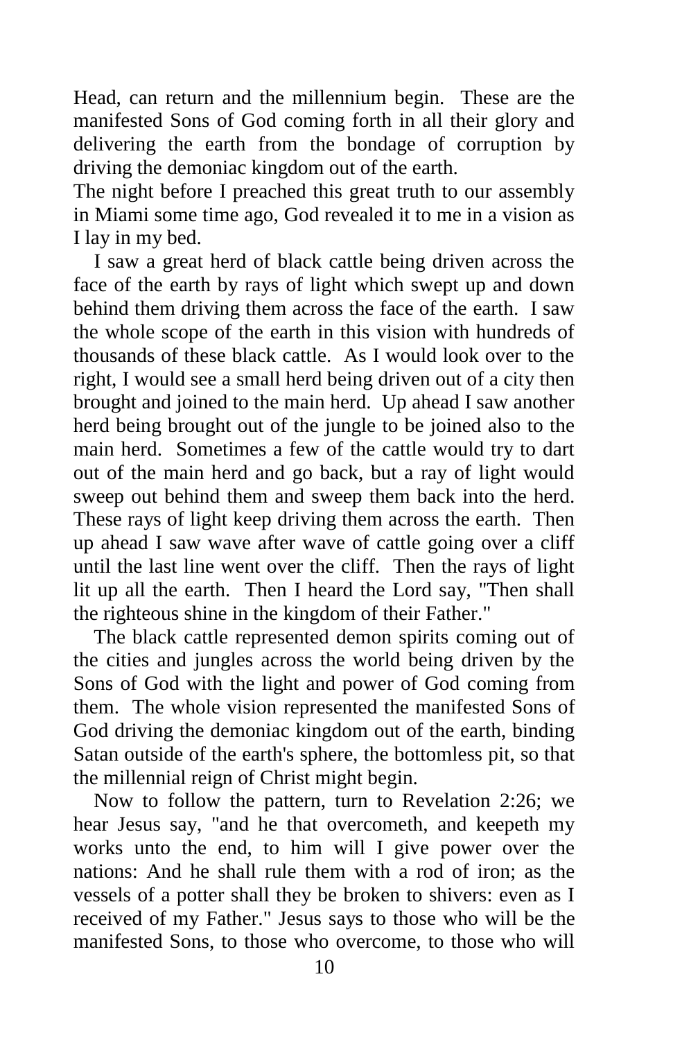Head, can return and the millennium begin. These are the manifested Sons of God coming forth in all their glory and delivering the earth from the bondage of corruption by driving the demoniac kingdom out of the earth.

The night before I preached this great truth to our assembly in Miami some time ago, God revealed it to me in a vision as I lay in my bed.

I saw a great herd of black cattle being driven across the face of the earth by rays of light which swept up and down behind them driving them across the face of the earth. I saw the whole scope of the earth in this vision with hundreds of thousands of these black cattle. As I would look over to the right, I would see a small herd being driven out of a city then brought and joined to the main herd. Up ahead I saw another herd being brought out of the jungle to be joined also to the main herd. Sometimes a few of the cattle would try to dart out of the main herd and go back, but a ray of light would sweep out behind them and sweep them back into the herd. These rays of light keep driving them across the earth. Then up ahead I saw wave after wave of cattle going over a cliff until the last line went over the cliff. Then the rays of light lit up all the earth. Then I heard the Lord say, "Then shall the righteous shine in the kingdom of their Father."

The black cattle represented demon spirits coming out of the cities and jungles across the world being driven by the Sons of God with the light and power of God coming from them. The whole vision represented the manifested Sons of God driving the demoniac kingdom out of the earth, binding Satan outside of the earth's sphere, the bottomless pit, so that the millennial reign of Christ might begin.

Now to follow the pattern, turn to Revelation 2:26; we hear Jesus say, "and he that overcometh, and keepeth my works unto the end, to him will I give power over the nations: And he shall rule them with a rod of iron; as the vessels of a potter shall they be broken to shivers: even as I received of my Father." Jesus says to those who will be the manifested Sons, to those who overcome, to those who will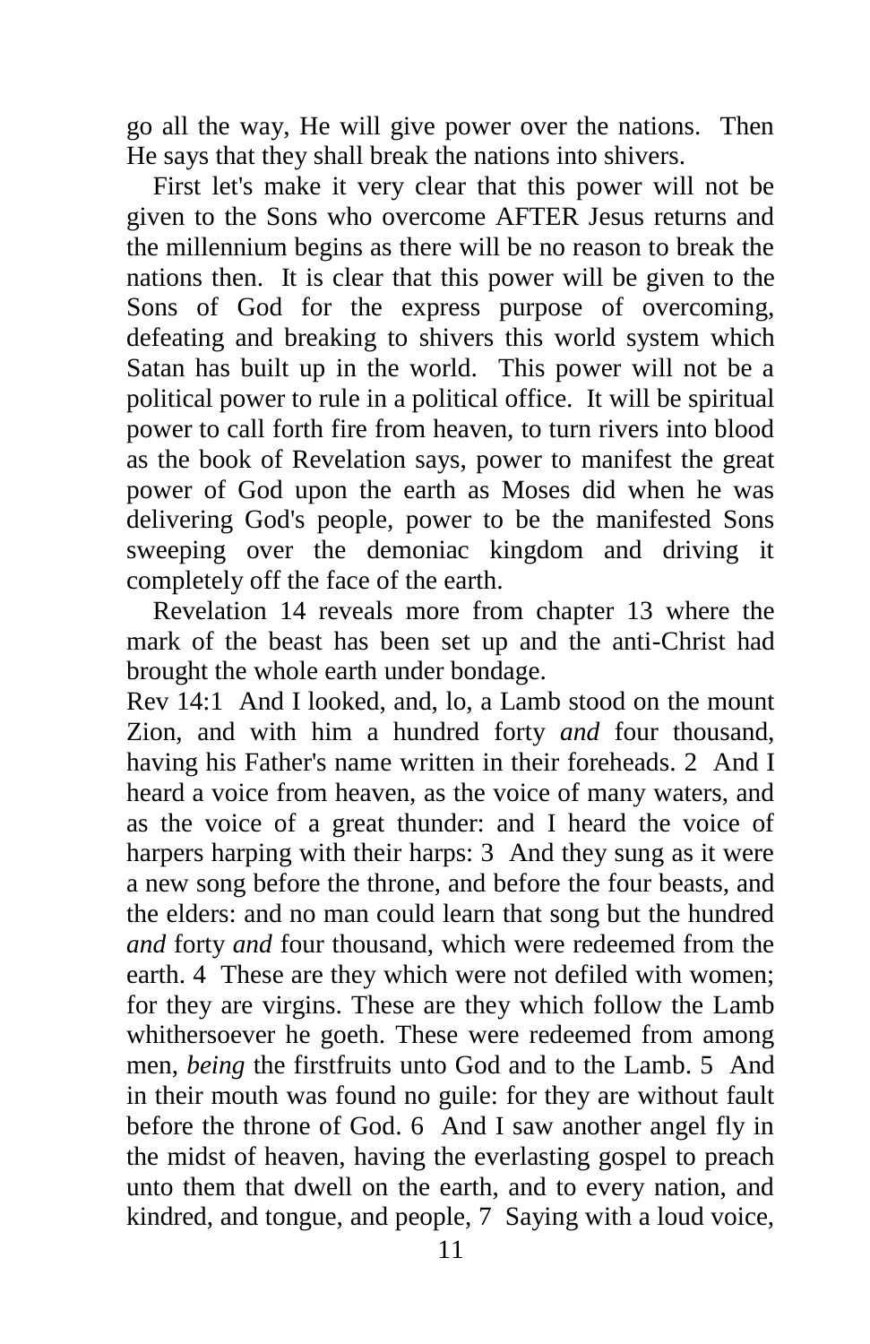go all the way, He will give power over the nations. Then He says that they shall break the nations into shivers.

First let's make it very clear that this power will not be given to the Sons who overcome AFTER Jesus returns and the millennium begins as there will be no reason to break the nations then. It is clear that this power will be given to the Sons of God for the express purpose of overcoming, defeating and breaking to shivers this world system which Satan has built up in the world. This power will not be a political power to rule in a political office. It will be spiritual power to call forth fire from heaven, to turn rivers into blood as the book of Revelation says, power to manifest the great power of God upon the earth as Moses did when he was delivering God's people, power to be the manifested Sons sweeping over the demoniac kingdom and driving it completely off the face of the earth.

Revelation 14 reveals more from chapter 13 where the mark of the beast has been set up and the anti-Christ had brought the whole earth under bondage.

Rev 14:1 And I looked, and, lo, a Lamb stood on the mount Zion, and with him a hundred forty *and* four thousand, having his Father's name written in their foreheads. 2 And I heard a voice from heaven, as the voice of many waters, and as the voice of a great thunder: and I heard the voice of harpers harping with their harps: 3 And they sung as it were a new song before the throne, and before the four beasts, and the elders: and no man could learn that song but the hundred *and* forty *and* four thousand, which were redeemed from the earth. 4 These are they which were not defiled with women; for they are virgins. These are they which follow the Lamb whithersoever he goeth. These were redeemed from among men, *being* the firstfruits unto God and to the Lamb. 5 And in their mouth was found no guile: for they are without fault before the throne of God. 6 And I saw another angel fly in the midst of heaven, having the everlasting gospel to preach unto them that dwell on the earth, and to every nation, and kindred, and tongue, and people, 7 Saying with a loud voice,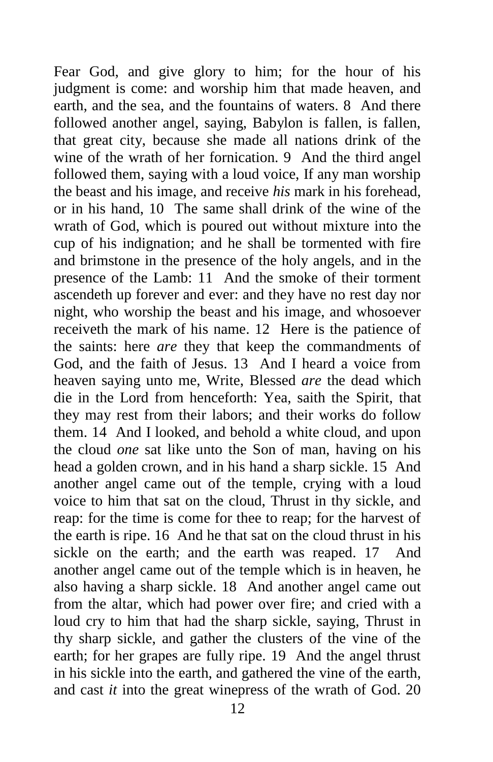Fear God, and give glory to him; for the hour of his judgment is come: and worship him that made heaven, and earth, and the sea, and the fountains of waters. 8 And there followed another angel, saying, Babylon is fallen, is fallen, that great city, because she made all nations drink of the wine of the wrath of her fornication. 9 And the third angel followed them, saying with a loud voice, If any man worship the beast and his image, and receive *his* mark in his forehead, or in his hand, 10 The same shall drink of the wine of the wrath of God, which is poured out without mixture into the cup of his indignation; and he shall be tormented with fire and brimstone in the presence of the holy angels, and in the presence of the Lamb: 11 And the smoke of their torment ascendeth up forever and ever: and they have no rest day nor night, who worship the beast and his image, and whosoever receiveth the mark of his name. 12 Here is the patience of the saints: here *are* they that keep the commandments of God, and the faith of Jesus. 13 And I heard a voice from heaven saying unto me, Write, Blessed *are* the dead which die in the Lord from henceforth: Yea, saith the Spirit, that they may rest from their labors; and their works do follow them. 14 And I looked, and behold a white cloud, and upon the cloud *one* sat like unto the Son of man, having on his head a golden crown, and in his hand a sharp sickle. 15 And another angel came out of the temple, crying with a loud voice to him that sat on the cloud, Thrust in thy sickle, and reap: for the time is come for thee to reap; for the harvest of the earth is ripe. 16 And he that sat on the cloud thrust in his sickle on the earth; and the earth was reaped. 17 And another angel came out of the temple which is in heaven, he also having a sharp sickle. 18 And another angel came out from the altar, which had power over fire; and cried with a loud cry to him that had the sharp sickle, saying, Thrust in thy sharp sickle, and gather the clusters of the vine of the earth; for her grapes are fully ripe. 19 And the angel thrust in his sickle into the earth, and gathered the vine of the earth, and cast *it* into the great winepress of the wrath of God. 20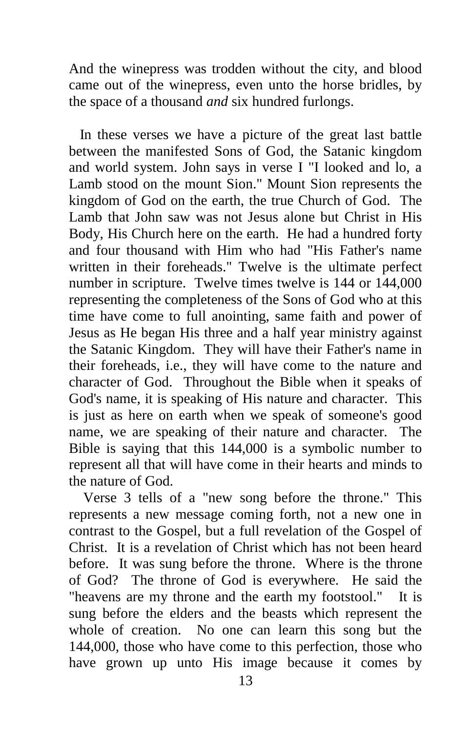And the winepress was trodden without the city, and blood came out of the winepress, even unto the horse bridles, by the space of a thousand *and* six hundred furlongs.

In these verses we have a picture of the great last battle between the manifested Sons of God, the Satanic kingdom and world system. John says in verse I "I looked and lo, a Lamb stood on the mount Sion." Mount Sion represents the kingdom of God on the earth, the true Church of God. The Lamb that John saw was not Jesus alone but Christ in His Body, His Church here on the earth. He had a hundred forty and four thousand with Him who had "His Father's name written in their foreheads." Twelve is the ultimate perfect number in scripture. Twelve times twelve is 144 or 144,000 representing the completeness of the Sons of God who at this time have come to full anointing, same faith and power of Jesus as He began His three and a half year ministry against the Satanic Kingdom. They will have their Father's name in their foreheads, i.e., they will have come to the nature and character of God. Throughout the Bible when it speaks of God's name, it is speaking of His nature and character. This is just as here on earth when we speak of someone's good name, we are speaking of their nature and character. The Bible is saying that this 144,000 is a symbolic number to represent all that will have come in their hearts and minds to the nature of God.

Verse 3 tells of a "new song before the throne." This represents a new message coming forth, not a new one in contrast to the Gospel, but a full revelation of the Gospel of Christ. It is a revelation of Christ which has not been heard before. It was sung before the throne. Where is the throne of God? The throne of God is everywhere. He said the "heavens are my throne and the earth my footstool." It is sung before the elders and the beasts which represent the whole of creation. No one can learn this song but the 144,000, those who have come to this perfection, those who have grown up unto His image because it comes by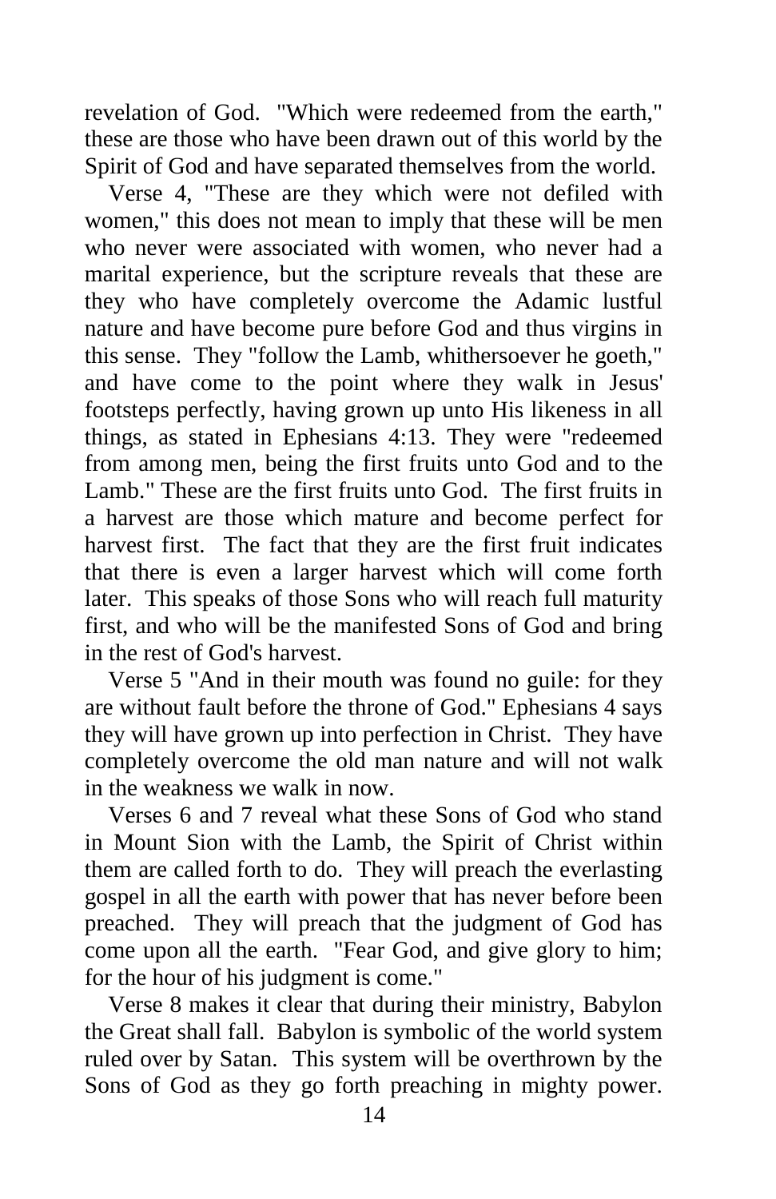revelation of God. "Which were redeemed from the earth," these are those who have been drawn out of this world by the Spirit of God and have separated themselves from the world.

Verse 4, "These are they which were not defiled with women," this does not mean to imply that these will be men who never were associated with women, who never had a marital experience, but the scripture reveals that these are they who have completely overcome the Adamic lustful nature and have become pure before God and thus virgins in this sense. They "follow the Lamb, whithersoever he goeth," and have come to the point where they walk in Jesus' footsteps perfectly, having grown up unto His likeness in all things, as stated in Ephesians 4:13. They were "redeemed from among men, being the first fruits unto God and to the Lamb." These are the first fruits unto God. The first fruits in a harvest are those which mature and become perfect for harvest first. The fact that they are the first fruit indicates that there is even a larger harvest which will come forth later. This speaks of those Sons who will reach full maturity first, and who will be the manifested Sons of God and bring in the rest of God's harvest.

Verse 5 "And in their mouth was found no guile: for they are without fault before the throne of God." Ephesians 4 says they will have grown up into perfection in Christ. They have completely overcome the old man nature and will not walk in the weakness we walk in now.

Verses 6 and 7 reveal what these Sons of God who stand in Mount Sion with the Lamb, the Spirit of Christ within them are called forth to do. They will preach the everlasting gospel in all the earth with power that has never before been preached. They will preach that the judgment of God has come upon all the earth. "Fear God, and give glory to him; for the hour of his judgment is come."

Verse 8 makes it clear that during their ministry, Babylon the Great shall fall. Babylon is symbolic of the world system ruled over by Satan. This system will be overthrown by the Sons of God as they go forth preaching in mighty power.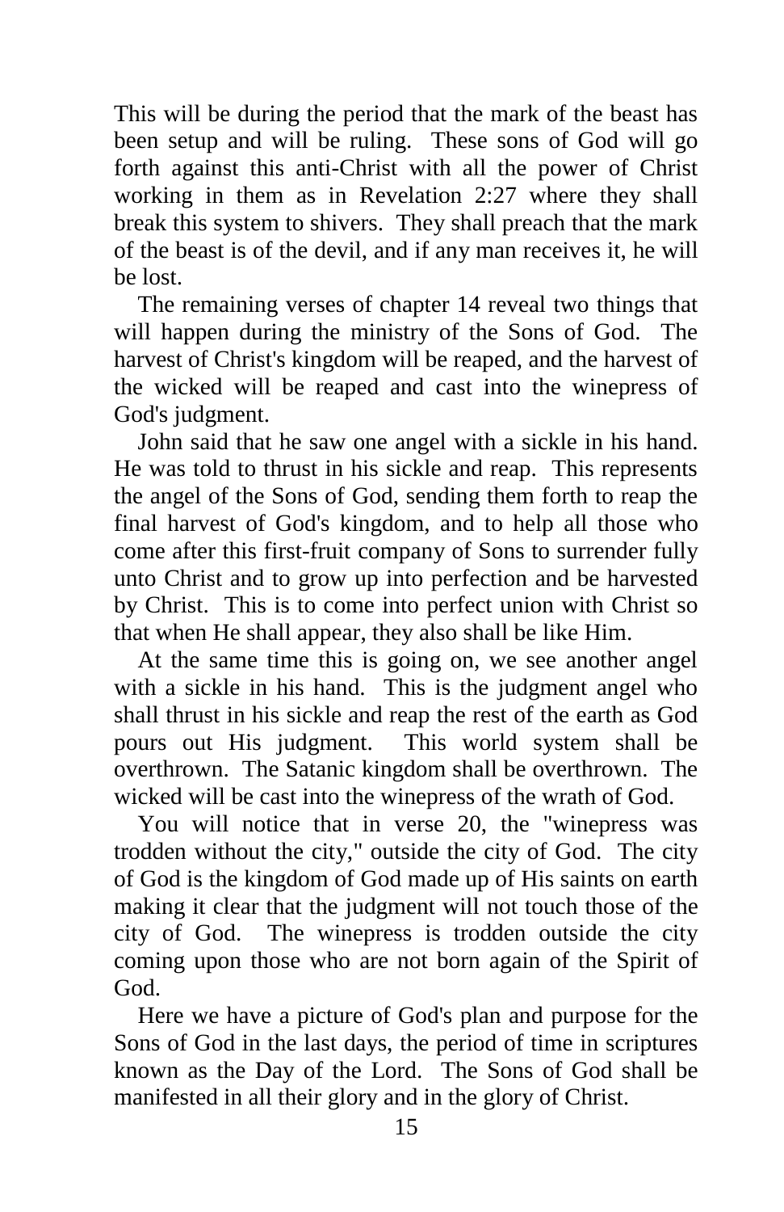This will be during the period that the mark of the beast has been setup and will be ruling. These sons of God will go forth against this anti-Christ with all the power of Christ working in them as in Revelation 2:27 where they shall break this system to shivers. They shall preach that the mark of the beast is of the devil, and if any man receives it, he will be lost.

The remaining verses of chapter 14 reveal two things that will happen during the ministry of the Sons of God. The harvest of Christ's kingdom will be reaped, and the harvest of the wicked will be reaped and cast into the winepress of God's judgment.

John said that he saw one angel with a sickle in his hand. He was told to thrust in his sickle and reap. This represents the angel of the Sons of God, sending them forth to reap the final harvest of God's kingdom, and to help all those who come after this first-fruit company of Sons to surrender fully unto Christ and to grow up into perfection and be harvested by Christ. This is to come into perfect union with Christ so that when He shall appear, they also shall be like Him.

At the same time this is going on, we see another angel with a sickle in his hand. This is the judgment angel who shall thrust in his sickle and reap the rest of the earth as God pours out His judgment. This world system shall be overthrown. The Satanic kingdom shall be overthrown. The wicked will be cast into the winepress of the wrath of God.

You will notice that in verse 20, the "winepress was trodden without the city," outside the city of God. The city of God is the kingdom of God made up of His saints on earth making it clear that the judgment will not touch those of the city of God. The winepress is trodden outside the city coming upon those who are not born again of the Spirit of God.

Here we have a picture of God's plan and purpose for the Sons of God in the last days, the period of time in scriptures known as the Day of the Lord. The Sons of God shall be manifested in all their glory and in the glory of Christ.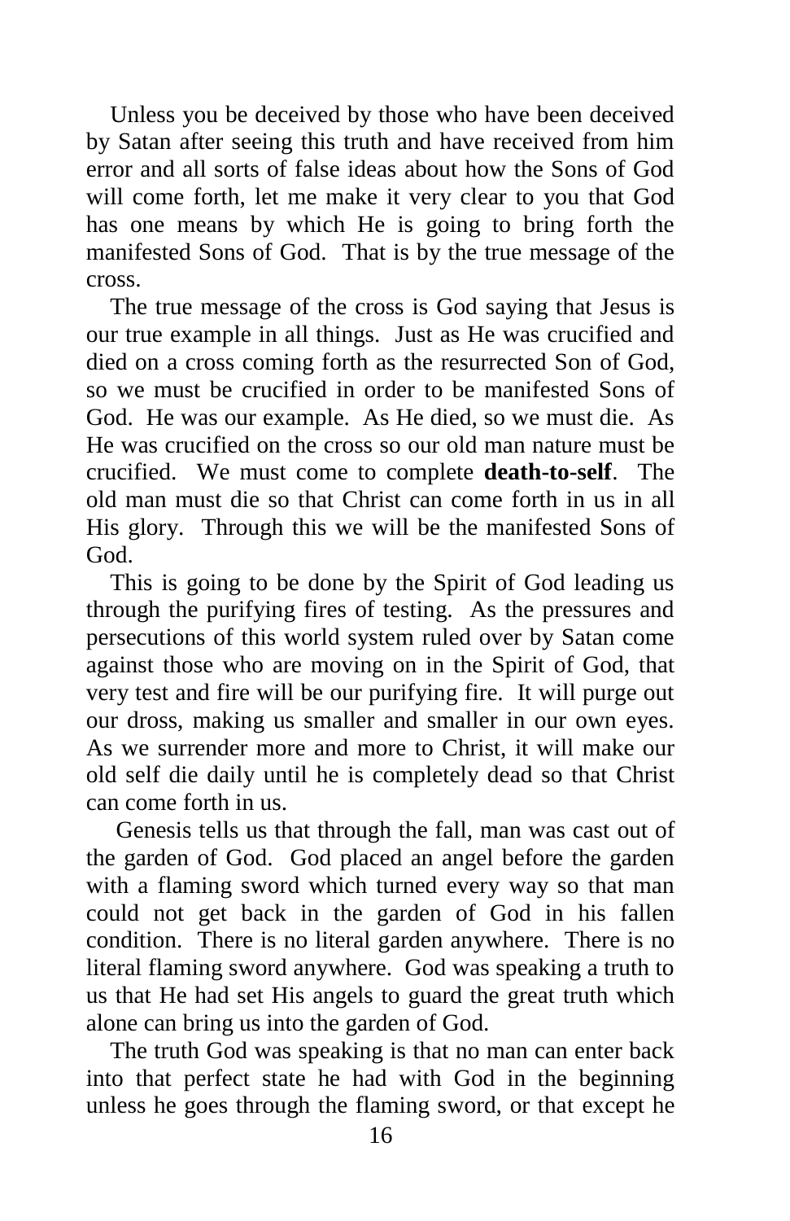Unless you be deceived by those who have been deceived by Satan after seeing this truth and have received from him error and all sorts of false ideas about how the Sons of God will come forth, let me make it very clear to you that God has one means by which He is going to bring forth the manifested Sons of God. That is by the true message of the cross.

The true message of the cross is God saying that Jesus is our true example in all things. Just as He was crucified and died on a cross coming forth as the resurrected Son of God, so we must be crucified in order to be manifested Sons of God. He was our example. As He died, so we must die. As He was crucified on the cross so our old man nature must be crucified. We must come to complete **death-to-self**. The old man must die so that Christ can come forth in us in all His glory. Through this we will be the manifested Sons of God.

This is going to be done by the Spirit of God leading us through the purifying fires of testing. As the pressures and persecutions of this world system ruled over by Satan come against those who are moving on in the Spirit of God, that very test and fire will be our purifying fire. It will purge out our dross, making us smaller and smaller in our own eyes. As we surrender more and more to Christ, it will make our old self die daily until he is completely dead so that Christ can come forth in us.

Genesis tells us that through the fall, man was cast out of the garden of God. God placed an angel before the garden with a flaming sword which turned every way so that man could not get back in the garden of God in his fallen condition. There is no literal garden anywhere. There is no literal flaming sword anywhere. God was speaking a truth to us that He had set His angels to guard the great truth which alone can bring us into the garden of God.

The truth God was speaking is that no man can enter back into that perfect state he had with God in the beginning unless he goes through the flaming sword, or that except he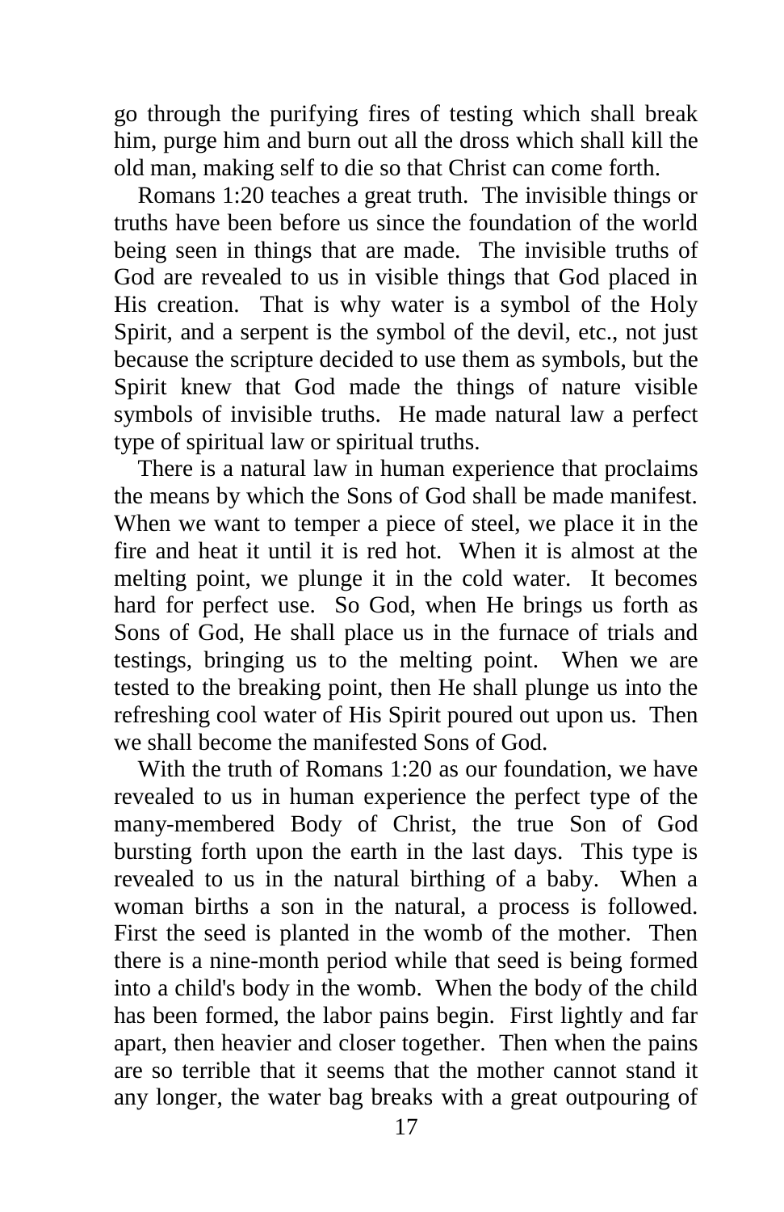go through the purifying fires of testing which shall break him, purge him and burn out all the dross which shall kill the old man, making self to die so that Christ can come forth.

Romans 1:20 teaches a great truth. The invisible things or truths have been before us since the foundation of the world being seen in things that are made. The invisible truths of God are revealed to us in visible things that God placed in His creation. That is why water is a symbol of the Holy Spirit, and a serpent is the symbol of the devil, etc., not just because the scripture decided to use them as symbols, but the Spirit knew that God made the things of nature visible symbols of invisible truths. He made natural law a perfect type of spiritual law or spiritual truths.

There is a natural law in human experience that proclaims the means by which the Sons of God shall be made manifest. When we want to temper a piece of steel, we place it in the fire and heat it until it is red hot. When it is almost at the melting point, we plunge it in the cold water. It becomes hard for perfect use. So God, when He brings us forth as Sons of God, He shall place us in the furnace of trials and testings, bringing us to the melting point. When we are tested to the breaking point, then He shall plunge us into the refreshing cool water of His Spirit poured out upon us. Then we shall become the manifested Sons of God.

With the truth of Romans 1:20 as our foundation, we have revealed to us in human experience the perfect type of the many-membered Body of Christ, the true Son of God bursting forth upon the earth in the last days. This type is revealed to us in the natural birthing of a baby. When a woman births a son in the natural, a process is followed. First the seed is planted in the womb of the mother. Then there is a nine-month period while that seed is being formed into a child's body in the womb. When the body of the child has been formed, the labor pains begin. First lightly and far apart, then heavier and closer together. Then when the pains are so terrible that it seems that the mother cannot stand it any longer, the water bag breaks with a great outpouring of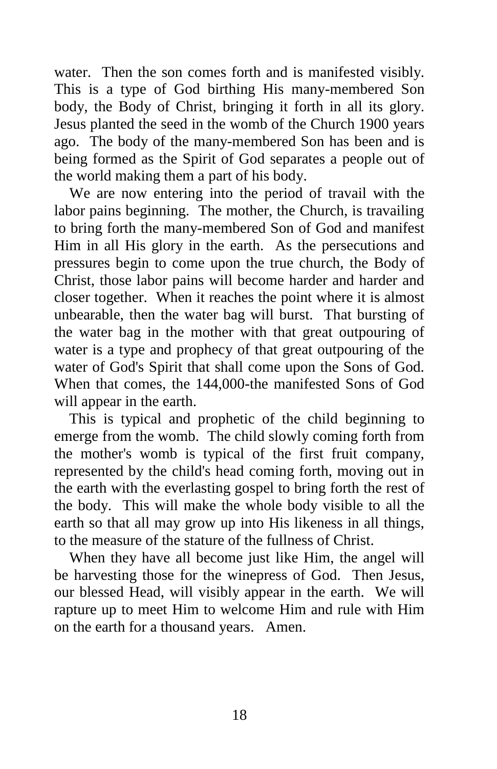water. Then the son comes forth and is manifested visibly. This is a type of God birthing His many-membered Son body, the Body of Christ, bringing it forth in all its glory. Jesus planted the seed in the womb of the Church 1900 years ago. The body of the many-membered Son has been and is being formed as the Spirit of God separates a people out of the world making them a part of his body.

We are now entering into the period of travail with the labor pains beginning. The mother, the Church, is travailing to bring forth the many-membered Son of God and manifest Him in all His glory in the earth. As the persecutions and pressures begin to come upon the true church, the Body of Christ, those labor pains will become harder and harder and closer together. When it reaches the point where it is almost unbearable, then the water bag will burst. That bursting of the water bag in the mother with that great outpouring of water is a type and prophecy of that great outpouring of the water of God's Spirit that shall come upon the Sons of God. When that comes, the 144,000-the manifested Sons of God will appear in the earth.

This is typical and prophetic of the child beginning to emerge from the womb. The child slowly coming forth from the mother's womb is typical of the first fruit company, represented by the child's head coming forth, moving out in the earth with the everlasting gospel to bring forth the rest of the body. This will make the whole body visible to all the earth so that all may grow up into His likeness in all things, to the measure of the stature of the fullness of Christ.

When they have all become just like Him, the angel will be harvesting those for the winepress of God. Then Jesus, our blessed Head, will visibly appear in the earth. We will rapture up to meet Him to welcome Him and rule with Him on the earth for a thousand years. Amen.